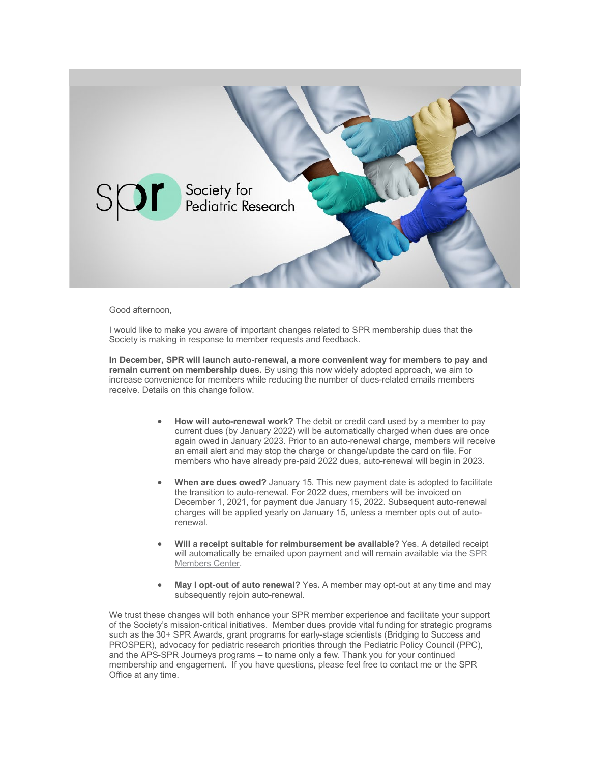Good afternoon,

I would like to make you aware of important changes related to SPR membership dues that the Society is making in response to member requests and feedback.

**In December, SPR will launch auto-renewal, a more convenient way for members to pay and remain current on membership dues.** By using this now widely adopted approach, we aim to increase convenience for members while reducing the number of dues-related emails members receive. Details on this change follow.

- **How will auto-renewal work?** The debit or credit card used by a member to pay current dues (by January 2022) will be automatically charged when dues are once again owed in January 2023. Prior to an auto-renewal charge, members will receive an email alert and may stop the charge or change/update the card on file. For members who have already pre-paid 2022 dues, auto-renewal will begin in 2023.

- **When are dues owed?** January 15. This new payment date is adopted to facilitate the transition to auto-renewal. For 2022 dues, members will be invoiced on December 1, 2021, for payment due January 15, 2022. Subsequent auto-renewal charges will be applied yearly on January 15, unless a member opts out of auto-renewal.

- **Will a receipt suitable for reimbursement be available?** Yes. A detailed receipt will automatically be emailed upon payment and will remain available via the SPR Members Center.

- **May I opt-out of auto renewal?** Yes**.** A member may opt-out at any time and may subsequently rejoin auto-renewal.

We trust these changes will both enhance your SPR member experience and facilitate your support of the Society's mission-critical initiatives. Member dues provide vital funding for strategic programs such as the 30+ SPR Awards, grant programs for early-stage scientists (Bridging to Success and PROSPER), advocacy for pediatric research priorities through the Pediatric Policy Council (PPC), and the APS-SPR Journeys programs – to name only a few. Thank you for your continued membership and engagement. If you have questions, please feel free to contact me or the SPR Office at any time.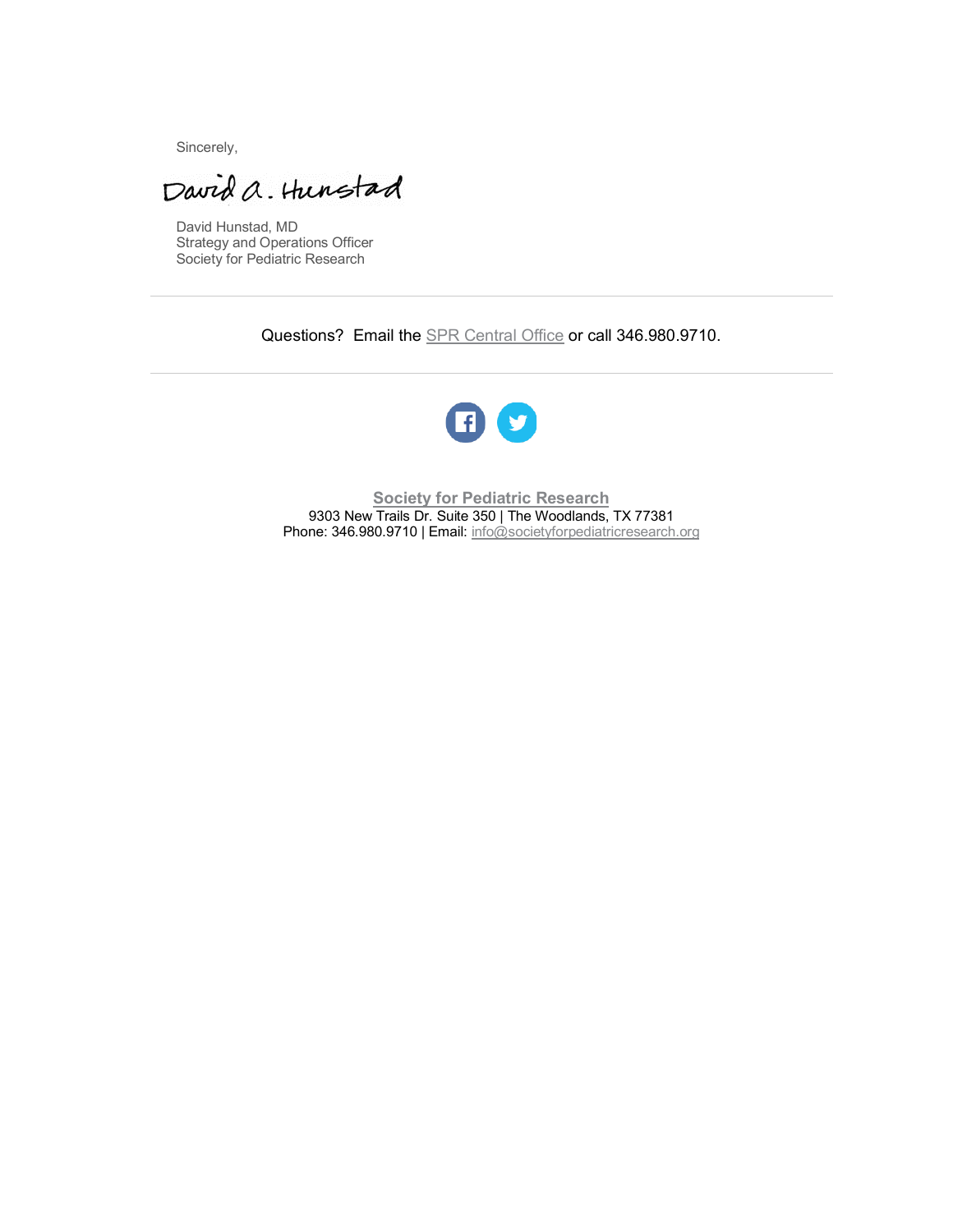Sincerely,

David a. Hunstad

David Hunstad, MD
Strategy and Operations Officer
Society for Pediatric Research

---

Questions? Email the SPR Central Office or call 346.980.9710.

---

**Society for Pediatric Research**
9303 New Trails Dr. Suite 350 | The Woodlands, TX 77381
Phone: 346.980.9710 | Email: info@societyforpediatricresearch.org